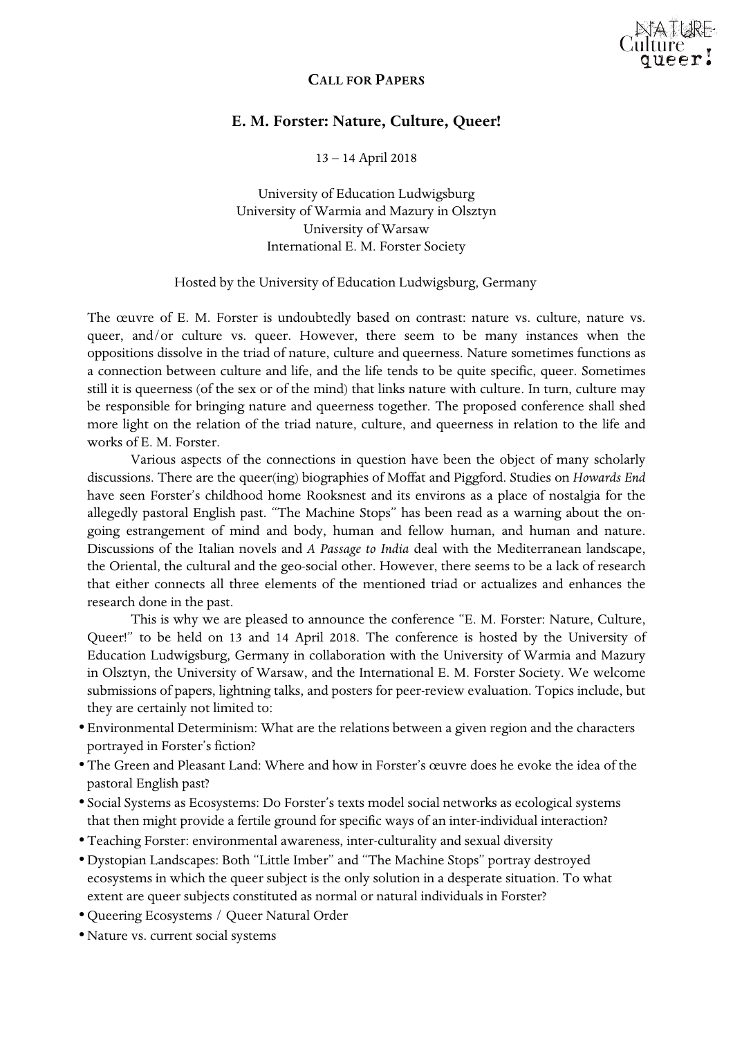**CALL FOR PAPERS**

# E. M. Forster: Nature, Culture, Queer!

13 – 14 April 2018

University of Education Ludwigsburg
University of Warmia and Mazury in Olsztyn
University of Warsaw
International E. M. Forster Society

Hosted by the University of Education Ludwigsburg, Germany

The œuvre of E. M. Forster is undoubtedly based on contrast: nature vs. culture, nature vs. queer, and/or culture vs. queer. However, there seem to be many instances when the oppositions dissolve in the triad of nature, culture and queerness. Nature sometimes functions as a connection between culture and life, and the life tends to be quite specific, queer. Sometimes still it is queerness (of the sex or of the mind) that links nature with culture. In turn, culture may be responsible for bringing nature and queerness together. The proposed conference shall shed more light on the relation of the triad nature, culture, and queerness in relation to the life and works of E. M. Forster.

Various aspects of the connections in question have been the object of many scholarly discussions. There are the queer(ing) biographies of Moffat and Piggford. Studies on *Howards End* have seen Forster's childhood home Rooksnest and its environs as a place of nostalgia for the allegedly pastoral English past. "The Machine Stops" has been read as a warning about the on-going estrangement of mind and body, human and fellow human, and human and nature. Discussions of the Italian novels and *A Passage to India* deal with the Mediterranean landscape, the Oriental, the cultural and the geo-social other. However, there seems to be a lack of research that either connects all three elements of the mentioned triad or actualizes and enhances the research done in the past.

This is why we are pleased to announce the conference "E. M. Forster: Nature, Culture, Queer!" to be held on 13 and 14 April 2018. The conference is hosted by the University of Education Ludwigsburg, Germany in collaboration with the University of Warmia and Mazury in Olsztyn, the University of Warsaw, and the International E. M. Forster Society. We welcome submissions of papers, lightning talks, and posters for peer-review evaluation. Topics include, but they are certainly not limited to:

- Environmental Determinism: What are the relations between a given region and the characters portrayed in Forster's fiction?
- The Green and Pleasant Land: Where and how in Forster's œuvre does he evoke the idea of the pastoral English past?
- Social Systems as Ecosystems: Do Forster's texts model social networks as ecological systems that then might provide a fertile ground for specific ways of an inter-individual interaction?
- Teaching Forster: environmental awareness, inter-culturality and sexual diversity
- Dystopian Landscapes: Both "Little Imber" and "The Machine Stops" portray destroyed ecosystems in which the queer subject is the only solution in a desperate situation. To what extent are queer subjects constituted as normal or natural individuals in Forster?
- Queering Ecosystems / Queer Natural Order
- Nature vs. current social systems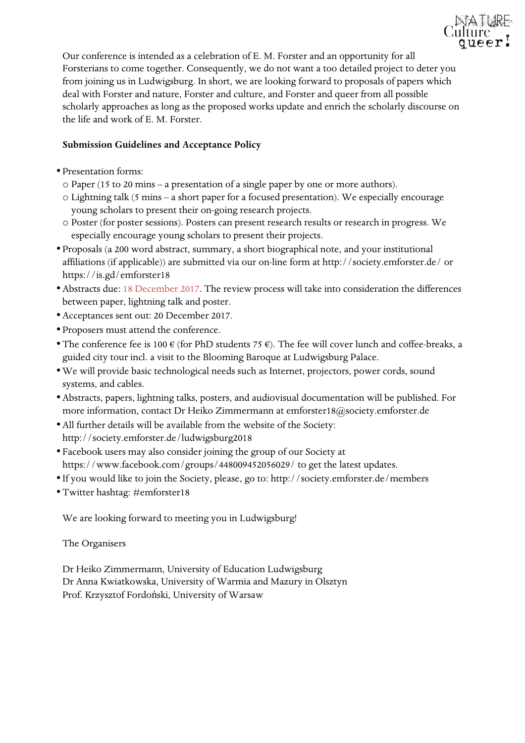Our conference is intended as a celebration of E. M. Forster and an opportunity for all Forsterians to come together. Consequently, we do not want a too detailed project to deter you from joining us in Ludwigsburg. In short, we are looking forward to proposals of papers which deal with Forster and nature, Forster and culture, and Forster and queer from all possible scholarly approaches as long as the proposed works update and enrich the scholarly discourse on the life and work of E. M. Forster.

**Submission Guidelines and Acceptance Policy**

- Presentation forms:
  - Paper (15 to 20 mins – a presentation of a single paper by one or more authors).
  - Lightning talk (5 mins – a short paper for a focused presentation). We especially encourage young scholars to present their on-going research projects.
  - Poster (for poster sessions). Posters can present research results or research in progress. We especially encourage young scholars to present their projects.
- Proposals (a 200 word abstract, summary, a short biographical note, and your institutional affiliations (if applicable)) are submitted via our on-line form at http://society.emforster.de/ or https://is.gd/emforster18
- Abstracts due: 18 December 2017. The review process will take into consideration the differences between paper, lightning talk and poster.
- Acceptances sent out: 20 December 2017.
- Proposers must attend the conference.
- The conference fee is 100 € (for PhD students 75 €). The fee will cover lunch and coffee-breaks, a guided city tour incl. a visit to the Blooming Baroque at Ludwigsburg Palace.
- We will provide basic technological needs such as Internet, projectors, power cords, sound systems, and cables.
- Abstracts, papers, lightning talks, posters, and audiovisual documentation will be published. For more information, contact Dr Heiko Zimmermann at emforster18@society.emforster.de
- All further details will be available from the website of the Society: http://society.emforster.de/ludwigsburg2018
- Facebook users may also consider joining the group of our Society at https://www.facebook.com/groups/448009452056029/ to get the latest updates.
- If you would like to join the Society, please, go to: http://society.emforster.de/members
- Twitter hashtag: #emforster18

We are looking forward to meeting you in Ludwigsburg!

The Organisers

Dr Heiko Zimmermann, University of Education Ludwigsburg
Dr Anna Kwiatkowska, University of Warmia and Mazury in Olsztyn
Prof. Krzysztof Fordoński, University of Warsaw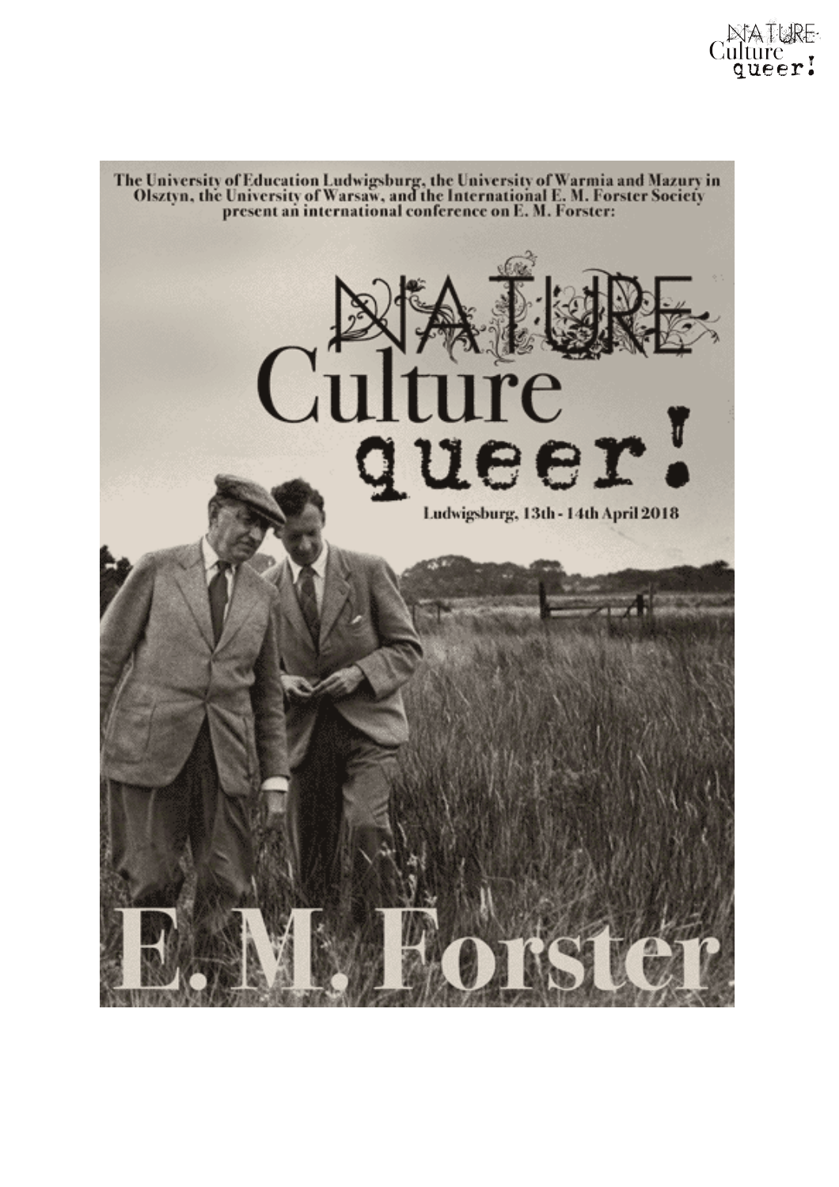The University of Education Ludwigsburg, the University of Warmia and Mazury in Olsztyn, the University of Warsaw, and the International E. M. Forster Society present an international conference on E. M. Forster:

# NATURE Culture queer!

Ludwigsburg, 13th - 14th April 2018

# E. M. Forster